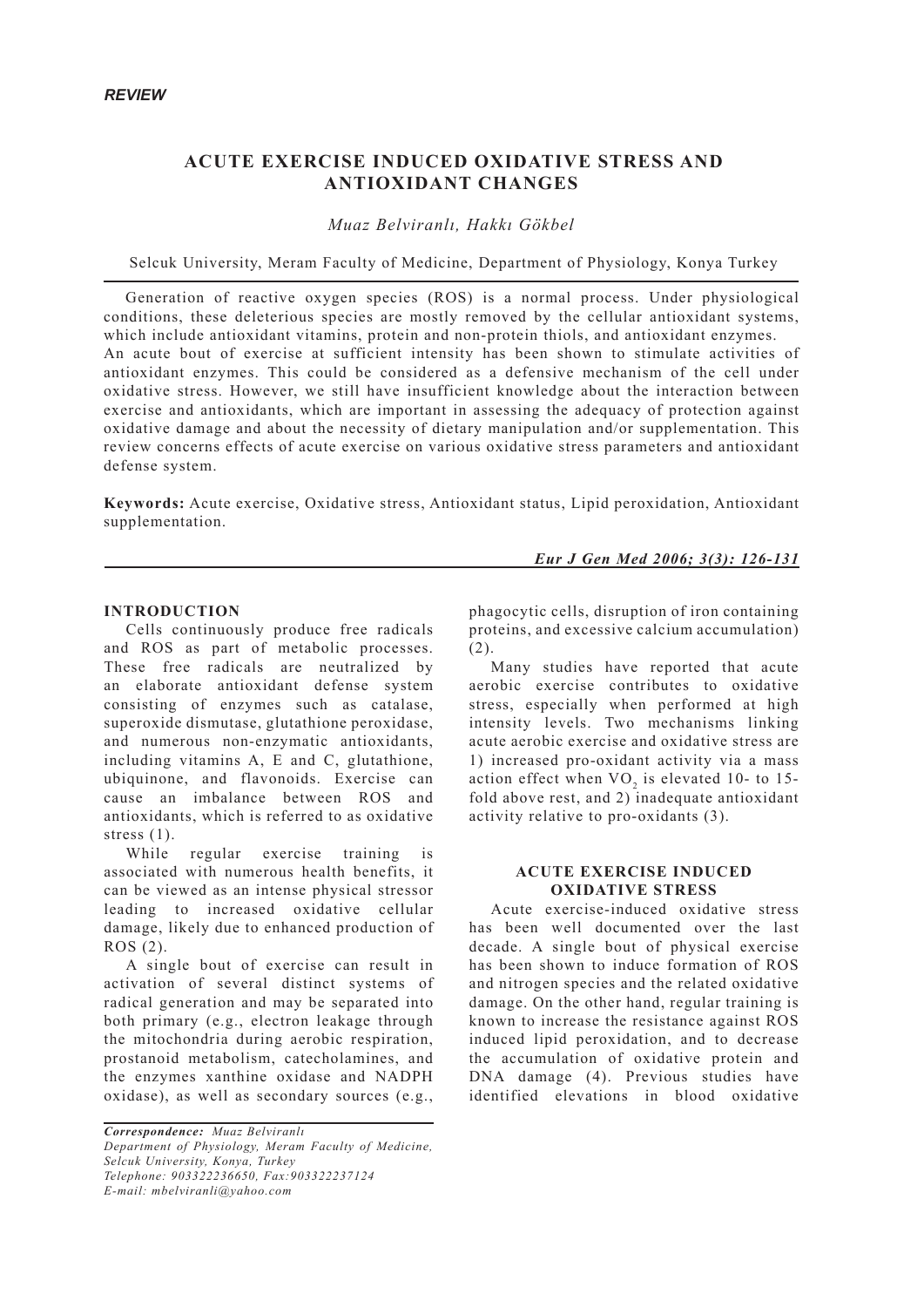*REVIEW*

# ACUTE EXERCISE INDUCED OXIDATIVE STRESS AND ANTIOXIDANT CHANGES

*Muaz Belviranlı, Hakkı Gökbel*

Selcuk University, Meram Faculty of Medicine, Department of Physiology, Konya Turkey

Generation of reactive oxygen species (ROS) is a normal process. Under physiological conditions, these deleterious species are mostly removed by the cellular antioxidant systems, which include antioxidant vitamins, protein and non-protein thiols, and antioxidant enzymes. An acute bout of exercise at sufficient intensity has been shown to stimulate activities of antioxidant enzymes. This could be considered as a defensive mechanism of the cell under oxidative stress. However, we still have insufficient knowledge about the interaction between exercise and antioxidants, which are important in assessing the adequacy of protection against oxidative damage and about the necessity of dietary manipulation and/or supplementation. This review concerns effects of acute exercise on various oxidative stress parameters and antioxidant defense system.

**Keywords:** Acute exercise, Oxidative stress, Antioxidant status, Lipid peroxidation, Antioxidant supplementation.

## INTRODUCTION

Cells continuously produce free radicals and ROS as part of metabolic processes. These free radicals are neutralized by an elaborate antioxidant defense system consisting of enzymes such as catalase, superoxide dismutase, glutathione peroxidase, and numerous non-enzymatic antioxidants, including vitamins A, E and C, glutathione, ubiquinone, and flavonoids. Exercise can cause an imbalance between ROS and antioxidants, which is referred to as oxidative stress (1).

While regular exercise training is associated with numerous health benefits, it can be viewed as an intense physical stressor leading to increased oxidative cellular damage, likely due to enhanced production of ROS (2).

A single bout of exercise can result in activation of several distinct systems of radical generation and may be separated into both primary (e.g., electron leakage through the mitochondria during aerobic respiration, prostanoid metabolism, catecholamines, and the enzymes xanthine oxidase and NADPH oxidase), as well as secondary sources (e.g., phagocytic cells, disruption of iron containing proteins, and excessive calcium accumulation) (2).

Many studies have reported that acute aerobic exercise contributes to oxidative stress, especially when performed at high intensity levels. Two mechanisms linking acute aerobic exercise and oxidative stress are 1) increased pro-oxidant activity via a mass action effect when $VO_2$ is elevated 10- to 15-fold above rest, and 2) inadequate antioxidant activity relative to pro-oxidants (3).

## ACUTE EXERCISE INDUCED OXIDATIVE STRESS

Acute exercise-induced oxidative stress has been well documented over the last decade. A single bout of physical exercise has been shown to induce formation of ROS and nitrogen species and the related oxidative damage. On the other hand, regular training is known to increase the resistance against ROS induced lipid peroxidation, and to decrease the accumulation of oxidative protein and DNA damage (4). Previous studies have identified elevations in blood oxidative

*Correspondence: Muaz Belviranlı*
*Department of Physiology, Meram Faculty of Medicine, Selcuk University, Konya, Turkey*
*Telephone: 903322236650, Fax:903322237124*
*E-mail: mbelviranli@yahoo.com*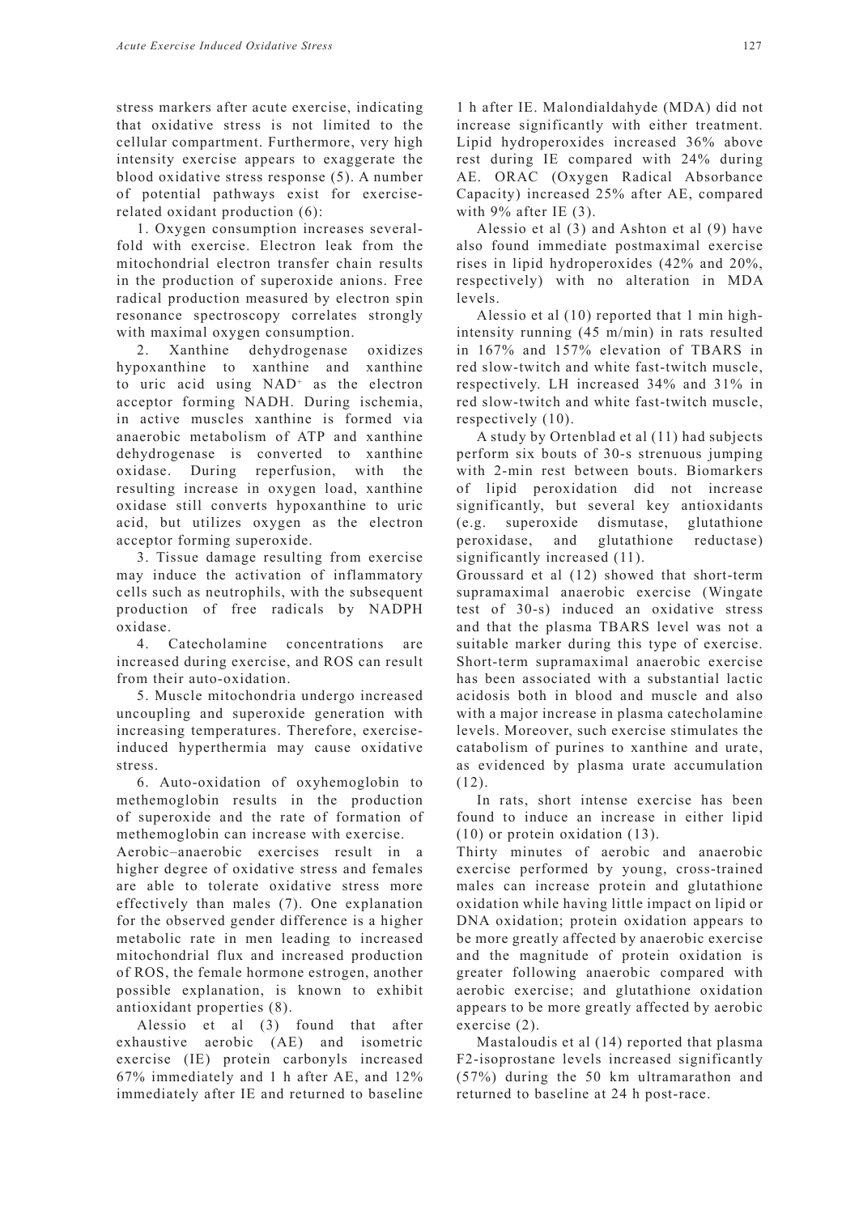stress markers after acute exercise, indicating that oxidative stress is not limited to the cellular compartment. Furthermore, very high intensity exercise appears to exaggerate the blood oxidative stress response (5). A number of potential pathways exist for exercise-related oxidant production (6):

1. Oxygen consumption increases several-fold with exercise. Electron leak from the mitochondrial electron transfer chain results in the production of superoxide anions. Free radical production measured by electron spin resonance spectroscopy correlates strongly with maximal oxygen consumption.

2. Xanthine dehydrogenase oxidizes hypoxanthine to xanthine and xanthine to uric acid using $NAD^+$ as the electron acceptor forming NADH. During ischemia, in active muscles xanthine is formed via anaerobic metabolism of ATP and xanthine dehydrogenase is converted to xanthine oxidase. During reperfusion, with the resulting increase in oxygen load, xanthine oxidase still converts hypoxanthine to uric acid, but utilizes oxygen as the electron acceptor forming superoxide.

3. Tissue damage resulting from exercise may induce the activation of inflammatory cells such as neutrophils, with the subsequent production of free radicals by NADPH oxidase.

4. Catecholamine concentrations are increased during exercise, and ROS can result from their auto-oxidation.

5. Muscle mitochondria undergo increased uncoupling and superoxide generation with increasing temperatures. Therefore, exercise-induced hyperthermia may cause oxidative stress.

6. Auto-oxidation of oxyhemoglobin to methemoglobin results in the production of superoxide and the rate of formation of methemoglobin can increase with exercise.

Aerobic–anaerobic exercises result in a higher degree of oxidative stress and females are able to tolerate oxidative stress more effectively than males (7). One explanation for the observed gender difference is a higher metabolic rate in men leading to increased mitochondrial flux and increased production of ROS, the female hormone estrogen, another possible explanation, is known to exhibit antioxidant properties (8).

Alessio et al (3) found that after exhaustive aerobic (AE) and isometric exercise (IE) protein carbonyls increased 67% immediately and 1 h after AE, and 12% immediately after IE and returned to baseline 1 h after IE. Malondialdahyde (MDA) did not increase significantly with either treatment. Lipid hydroperoxides increased 36% above rest during IE compared with 24% during AE. ORAC (Oxygen Radical Absorbance Capacity) increased 25% after AE, compared with 9% after IE (3).

Alessio et al (3) and Ashton et al (9) have also found immediate postmaximal exercise rises in lipid hydroperoxides (42% and 20%, respectively) with no alteration in MDA levels.

Alessio et al (10) reported that 1 min high-intensity running (45 m/min) in rats resulted in 167% and 157% elevation of TBARS in red slow-twitch and white fast-twitch muscle, respectively. LH increased 34% and 31% in red slow-twitch and white fast-twitch muscle, respectively (10).

A study by Ortenblad et al (11) had subjects perform six bouts of 30-s strenuous jumping with 2-min rest between bouts. Biomarkers of lipid peroxidation did not increase significantly, but several key antioxidants (e.g. superoxide dismutase, glutathione peroxidase, and glutathione reductase) significantly increased (11).

Groussard et al (12) showed that short-term supramaximal anaerobic exercise (Wingate test of 30-s) induced an oxidative stress and that the plasma TBARS level was not a suitable marker during this type of exercise. Short-term supramaximal anaerobic exercise has been associated with a substantial lactic acidosis both in blood and muscle and also with a major increase in plasma catecholamine levels. Moreover, such exercise stimulates the catabolism of purines to xanthine and urate, as evidenced by plasma urate accumulation (12).

In rats, short intense exercise has been found to induce an increase in either lipid (10) or protein oxidation (13).

Thirty minutes of aerobic and anaerobic exercise performed by young, cross-trained males can increase protein and glutathione oxidation while having little impact on lipid or DNA oxidation; protein oxidation appears to be more greatly affected by anaerobic exercise and the magnitude of protein oxidation is greater following anaerobic compared with aerobic exercise; and glutathione oxidation appears to be more greatly affected by aerobic exercise (2).

Mastaloudis et al (14) reported that plasma F2-isoprostane levels increased significantly (57%) during the 50 km ultramarathon and returned to baseline at 24 h post-race.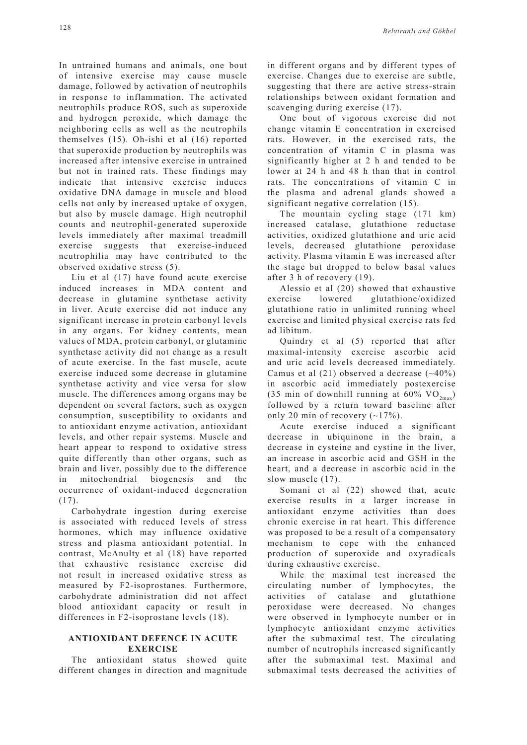In untrained humans and animals, one bout of intensive exercise may cause muscle damage, followed by activation of neutrophils in response to inflammation. The activated neutrophils produce ROS, such as superoxide and hydrogen peroxide, which damage the neighboring cells as well as the neutrophils themselves (15). Oh-ishi et al (16) reported that superoxide production by neutrophils was increased after intensive exercise in untrained but not in trained rats. These findings may indicate that intensive exercise induces oxidative DNA damage in muscle and blood cells not only by increased uptake of oxygen, but also by muscle damage. High neutrophil counts and neutrophil-generated superoxide levels immediately after maximal treadmill exercise suggests that exercise-induced neutrophilia may have contributed to the observed oxidative stress (5).

Liu et al (17) have found acute exercise induced increases in MDA content and decrease in glutamine synthetase activity in liver. Acute exercise did not induce any significant increase in protein carbonyl levels in any organs. For kidney contents, mean values of MDA, protein carbonyl, or glutamine synthetase activity did not change as a result of acute exercise. In the fast muscle, acute exercise induced some decrease in glutamine synthetase activity and vice versa for slow muscle. The differences among organs may be dependent on several factors, such as oxygen consumption, susceptibility to oxidants and to antioxidant enzyme activation, antioxidant levels, and other repair systems. Muscle and heart appear to respond to oxidative stress quite differently than other organs, such as brain and liver, possibly due to the difference in mitochondrial biogenesis and the occurrence of oxidant-induced degeneration (17).

Carbohydrate ingestion during exercise is associated with reduced levels of stress hormones, which may influence oxidative stress and plasma antioxidant potential. In contrast, McAnulty et al (18) have reported that exhaustive resistance exercise did not result in increased oxidative stress as measured by F2-isoprostanes. Furthermore, carbohydrate administration did not affect blood antioxidant capacity or result in differences in F2-isoprostane levels (18).

## ANTIOXIDANT DEFENCE IN ACUTE EXERCISE

The antioxidant status showed quite different changes in direction and magnitude in different organs and by different types of exercise. Changes due to exercise are subtle, suggesting that there are active stress-strain relationships between oxidant formation and scavenging during exercise (17).

One bout of vigorous exercise did not change vitamin E concentration in exercised rats. However, in the exercised rats, the concentration of vitamin C in plasma was significantly higher at 2 h and tended to be lower at 24 h and 48 h than that in control rats. The concentrations of vitamin C in the plasma and adrenal glands showed a significant negative correlation (15).

The mountain cycling stage (171 km) increased catalase, glutathione reductase activities, oxidized glutathione and uric acid levels, decreased glutathione peroxidase activity. Plasma vitamin E was increased after the stage but dropped to below basal values after 3 h of recovery (19).

Alessio et al (20) showed that exhaustive exercise lowered glutathione/oxidized glutathione ratio in unlimited running wheel exercise and limited physical exercise rats fed ad libitum.

Quindry et al (5) reported that after maximal-intensity exercise ascorbic acid and uric acid levels decreased immediately. Camus et al (21) observed a decrease (~40%) in ascorbic acid immediately postexercise (35 min of downhill running at 60% $VO_{2max}$) followed by a return toward baseline after only 20 min of recovery (~17%).

Acute exercise induced a significant decrease in ubiquinone in the brain, a decrease in cysteine and cystine in the liver, an increase in ascorbic acid and GSH in the heart, and a decrease in ascorbic acid in the slow muscle (17).

Somani et al (22) showed that, acute exercise results in a larger increase in antioxidant enzyme activities than does chronic exercise in rat heart. This difference was proposed to be a result of a compensatory mechanism to cope with the enhanced production of superoxide and oxyradicals during exhaustive exercise.

While the maximal test increased the circulating number of lymphocytes, the activities of catalase and glutathione peroxidase were decreased. No changes were observed in lymphocyte number or in lymphocyte antioxidant enzyme activities after the submaximal test. The circulating number of neutrophils increased significantly after the submaximal test. Maximal and submaximal tests decreased the activities of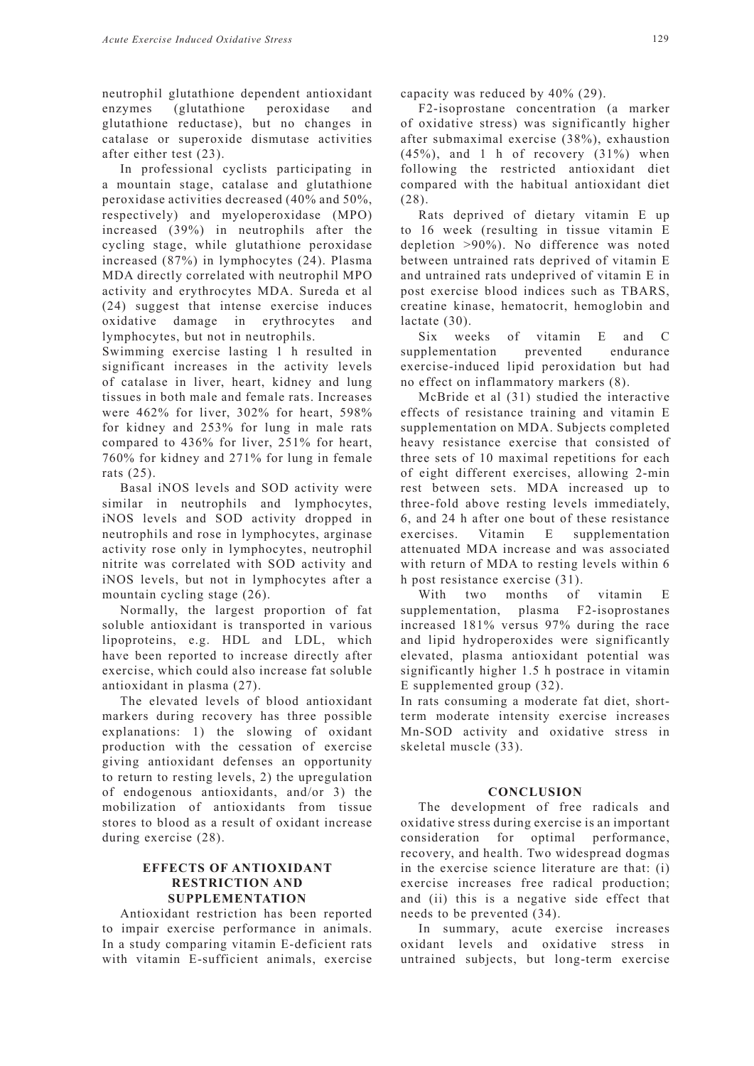neutrophil glutathione dependent antioxidant enzymes (glutathione peroxidase and glutathione reductase), but no changes in catalase or superoxide dismutase activities after either test (23).

In professional cyclists participating in a mountain stage, catalase and glutathione peroxidase activities decreased (40% and 50%, respectively) and myeloperoxidase (MPO) increased (39%) in neutrophils after the cycling stage, while glutathione peroxidase increased (87%) in lymphocytes (24). Plasma MDA directly correlated with neutrophil MPO activity and erythrocytes MDA. Sureda et al (24) suggest that intense exercise induces oxidative damage in erythrocytes and lymphocytes, but not in neutrophils.

Swimming exercise lasting 1 h resulted in significant increases in the activity levels of catalase in liver, heart, kidney and lung tissues in both male and female rats. Increases were 462% for liver, 302% for heart, 598% for kidney and 253% for lung in male rats compared to 436% for liver, 251% for heart, 760% for kidney and 271% for lung in female rats (25).

Basal iNOS levels and SOD activity were similar in neutrophils and lymphocytes, iNOS levels and SOD activity dropped in neutrophils and rose in lymphocytes, arginase activity rose only in lymphocytes, neutrophil nitrite was correlated with SOD activity and iNOS levels, but not in lymphocytes after a mountain cycling stage (26).

Normally, the largest proportion of fat soluble antioxidant is transported in various lipoproteins, e.g. HDL and LDL, which have been reported to increase directly after exercise, which could also increase fat soluble antioxidant in plasma (27).

The elevated levels of blood antioxidant markers during recovery has three possible explanations: 1) the slowing of oxidant production with the cessation of exercise giving antioxidant defenses an opportunity to return to resting levels, 2) the upregulation of endogenous antioxidants, and/or 3) the mobilization of antioxidants from tissue stores to blood as a result of oxidant increase during exercise (28).

## EFFECTS OF ANTIOXIDANT RESTRICTION AND SUPPLEMENTATION

Antioxidant restriction has been reported to impair exercise performance in animals. In a study comparing vitamin E-deficient rats with vitamin E-sufficient animals, exercise capacity was reduced by 40% (29).

F2-isoprostane concentration (a marker of oxidative stress) was significantly higher after submaximal exercise (38%), exhaustion (45%), and 1 h of recovery (31%) when following the restricted antioxidant diet compared with the habitual antioxidant diet (28).

Rats deprived of dietary vitamin E up to 16 week (resulting in tissue vitamin E depletion >90%). No difference was noted between untrained rats deprived of vitamin E and untrained rats undeprived of vitamin E in post exercise blood indices such as TBARS, creatine kinase, hematocrit, hemoglobin and lactate (30).

Six weeks of vitamin E and C supplementation prevented endurance exercise-induced lipid peroxidation but had no effect on inflammatory markers (8).

McBride et al (31) studied the interactive effects of resistance training and vitamin E supplementation on MDA. Subjects completed heavy resistance exercise that consisted of three sets of 10 maximal repetitions for each of eight different exercises, allowing 2-min rest between sets. MDA increased up to three-fold above resting levels immediately, 6, and 24 h after one bout of these resistance exercises. Vitamin E supplementation attenuated MDA increase and was associated with return of MDA to resting levels within 6 h post resistance exercise (31).

With two months of vitamin E supplementation, plasma F2-isoprostanes increased 181% versus 97% during the race and lipid hydroperoxides were significantly elevated, plasma antioxidant potential was significantly higher 1.5 h postrace in vitamin E supplemented group (32).

In rats consuming a moderate fat diet, short-term moderate intensity exercise increases Mn-SOD activity and oxidative stress in skeletal muscle (33).

## CONCLUSION

The development of free radicals and oxidative stress during exercise is an important consideration for optimal performance, recovery, and health. Two widespread dogmas in the exercise science literature are that: (i) exercise increases free radical production; and (ii) this is a negative side effect that needs to be prevented (34).

In summary, acute exercise increases oxidant levels and oxidative stress in untrained subjects, but long-term exercise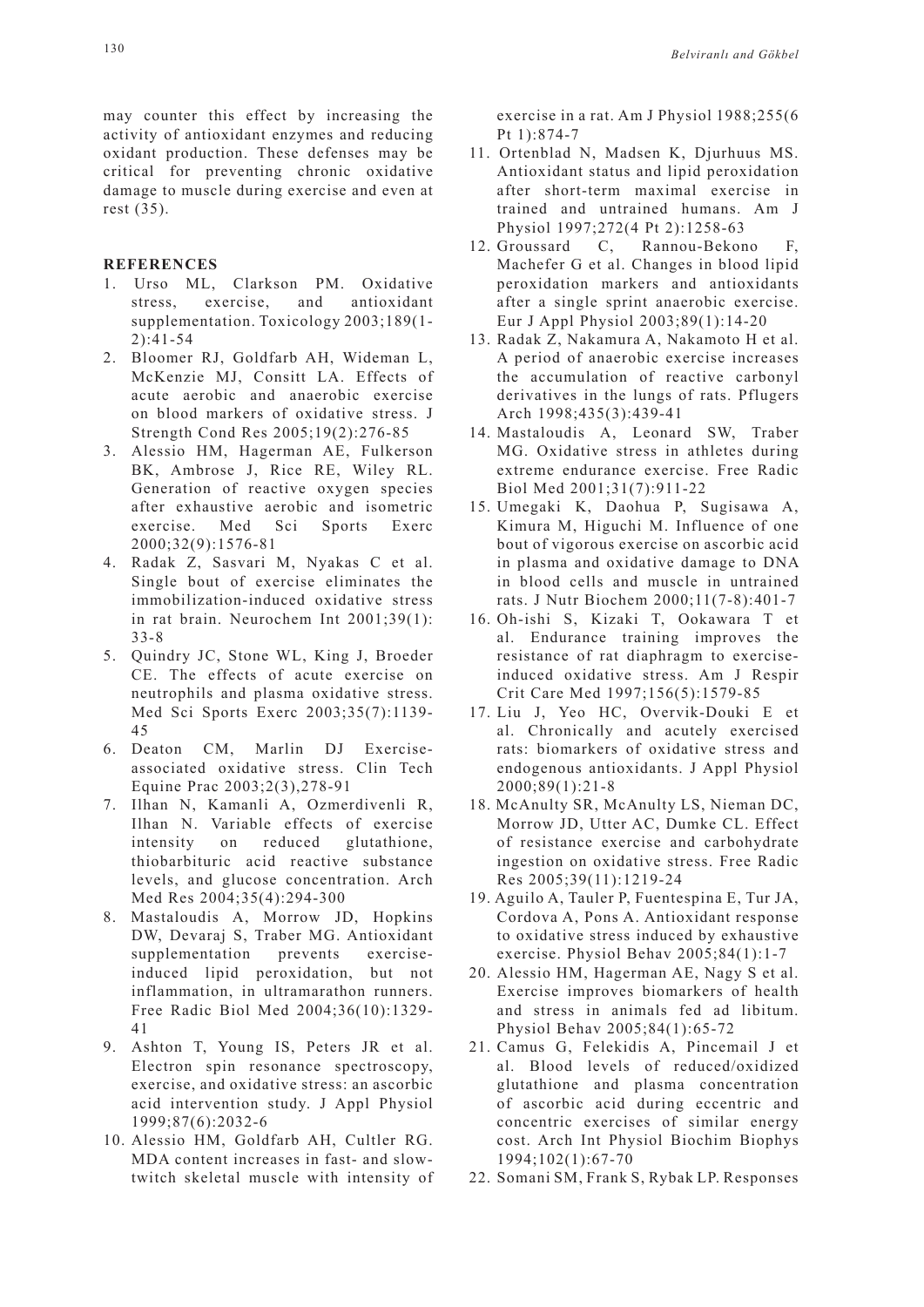may counter this effect by increasing the activity of antioxidant enzymes and reducing oxidant production. These defenses may be critical for preventing chronic oxidative damage to muscle during exercise and even at rest (35).

## REFERENCES

1. Urso ML, Clarkson PM. Oxidative stress, exercise, and antioxidant supplementation. Toxicology 2003;189(1-2):41-54
2. Bloomer RJ, Goldfarb AH, Wideman L, McKenzie MJ, Consitt LA. Effects of acute aerobic and anaerobic exercise on blood markers of oxidative stress. J Strength Cond Res 2005;19(2):276-85
3. Alessio HM, Hagerman AE, Fulkerson BK, Ambrose J, Rice RE, Wiley RL. Generation of reactive oxygen species after exhaustive aerobic and isometric exercise. Med Sci Sports Exerc 2000;32(9):1576-81
4. Radak Z, Sasvari M, Nyakas C et al. Single bout of exercise eliminates the immobilization-induced oxidative stress in rat brain. Neurochem Int 2001;39(1): 33-8
5. Quindry JC, Stone WL, King J, Broeder CE. The effects of acute exercise on neutrophils and plasma oxidative stress. Med Sci Sports Exerc 2003;35(7):1139-45
6. Deaton CM, Marlin DJ Exercise-associated oxidative stress. Clin Tech Equine Prac 2003;2(3),278-91
7. Ilhan N, Kamanli A, Ozmerdivenli R, Ilhan N. Variable effects of exercise intensity on reduced glutathione, thiobarbituric acid reactive substance levels, and glucose concentration. Arch Med Res 2004;35(4):294-300
8. Mastaloudis A, Morrow JD, Hopkins DW, Devaraj S, Traber MG. Antioxidant supplementation prevents exercise-induced lipid peroxidation, but not inflammation, in ultramarathon runners. Free Radic Biol Med 2004;36(10):1329-41
9. Ashton T, Young IS, Peters JR et al. Electron spin resonance spectroscopy, exercise, and oxidative stress: an ascorbic acid intervention study. J Appl Physiol 1999;87(6):2032-6
10. Alessio HM, Goldfarb AH, Cultler RG. MDA content increases in fast- and slow-twitch skeletal muscle with intensity of exercise in a rat. Am J Physiol 1988;255(6 Pt 1):874-7
11. Ortenblad N, Madsen K, Djurhuus MS. Antioxidant status and lipid peroxidation after short-term maximal exercise in trained and untrained humans. Am J Physiol 1997;272(4 Pt 2):1258-63
12. Groussard C, Rannou-Bekono F, Machefer G et al. Changes in blood lipid peroxidation markers and antioxidants after a single sprint anaerobic exercise. Eur J Appl Physiol 2003;89(1):14-20
13. Radak Z, Nakamura A, Nakamoto H et al. A period of anaerobic exercise increases the accumulation of reactive carbonyl derivatives in the lungs of rats. Pflugers Arch 1998;435(3):439-41
14. Mastaloudis A, Leonard SW, Traber MG. Oxidative stress in athletes during extreme endurance exercise. Free Radic Biol Med 2001;31(7):911-22
15. Umegaki K, Daohua P, Sugisawa A, Kimura M, Higuchi M. Influence of one bout of vigorous exercise on ascorbic acid in plasma and oxidative damage to DNA in blood cells and muscle in untrained rats. J Nutr Biochem 2000;11(7-8):401-7
16. Oh-ishi S, Kizaki T, Ookawara T et al. Endurance training improves the resistance of rat diaphragm to exercise-induced oxidative stress. Am J Respir Crit Care Med 1997;156(5):1579-85
17. Liu J, Yeo HC, Overvik-Douki E et al. Chronically and acutely exercised rats: biomarkers of oxidative stress and endogenous antioxidants. J Appl Physiol 2000;89(1):21-8
18. McAnulty SR, McAnulty LS, Nieman DC, Morrow JD, Utter AC, Dumke CL. Effect of resistance exercise and carbohydrate ingestion on oxidative stress. Free Radic Res 2005;39(11):1219-24
19. Aguilo A, Tauler P, Fuentespina E, Tur JA, Cordova A, Pons A. Antioxidant response to oxidative stress induced by exhaustive exercise. Physiol Behav 2005;84(1):1-7
20. Alessio HM, Hagerman AE, Nagy S et al. Exercise improves biomarkers of health and stress in animals fed ad libitum. Physiol Behav 2005;84(1):65-72
21. Camus G, Felekidis A, Pincemail J et al. Blood levels of reduced/oxidized glutathione and plasma concentration of ascorbic acid during eccentric and concentric exercises of similar energy cost. Arch Int Physiol Biochim Biophys 1994;102(1):67-70
22. Somani SM, Frank S, Rybak LP. Responses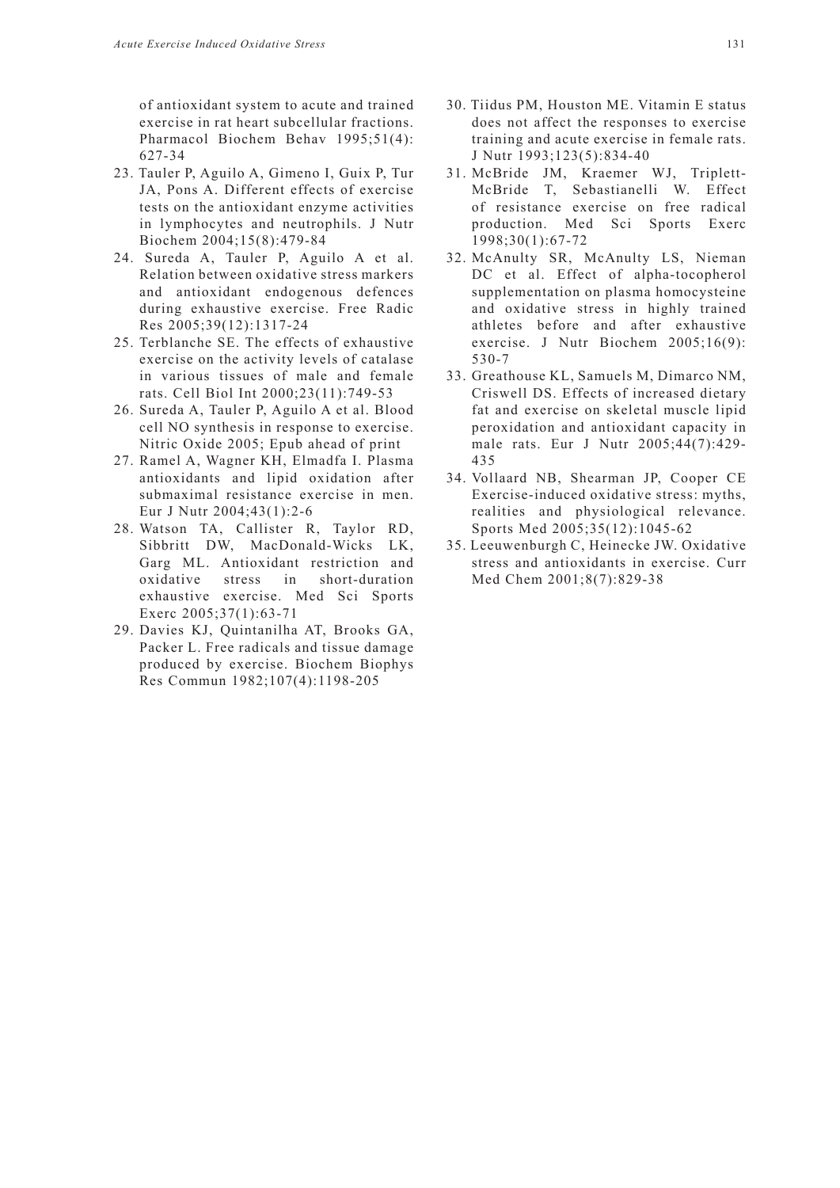of antioxidant system to acute and trained exercise in rat heart subcellular fractions. Pharmacol Biochem Behav 1995;51(4): 627-34

23. Tauler P, Aguilo A, Gimeno I, Guix P, Tur JA, Pons A. Different effects of exercise tests on the antioxidant enzyme activities in lymphocytes and neutrophils. J Nutr Biochem 2004;15(8):479-84
24. Sureda A, Tauler P, Aguilo A et al. Relation between oxidative stress markers and antioxidant endogenous defences during exhaustive exercise. Free Radic Res 2005;39(12):1317-24
25. Terblanche SE. The effects of exhaustive exercise on the activity levels of catalase in various tissues of male and female rats. Cell Biol Int 2000;23(11):749-53
26. Sureda A, Tauler P, Aguilo A et al. Blood cell NO synthesis in response to exercise. Nitric Oxide 2005; Epub ahead of print
27. Ramel A, Wagner KH, Elmadfa I. Plasma antioxidants and lipid oxidation after submaximal resistance exercise in men. Eur J Nutr 2004;43(1):2-6
28. Watson TA, Callister R, Taylor RD, Sibbritt DW, MacDonald-Wicks LK, Garg ML. Antioxidant restriction and oxidative stress in short-duration exhaustive exercise. Med Sci Sports Exerc 2005;37(1):63-71
29. Davies KJ, Quintanilha AT, Brooks GA, Packer L. Free radicals and tissue damage produced by exercise. Biochem Biophys Res Commun 1982;107(4):1198-205
30. Tiidus PM, Houston ME. Vitamin E status does not affect the responses to exercise training and acute exercise in female rats. J Nutr 1993;123(5):834-40
31. McBride JM, Kraemer WJ, Triplett-McBride T, Sebastianelli W. Effect of resistance exercise on free radical production. Med Sci Sports Exerc 1998;30(1):67-72
32. McAnulty SR, McAnulty LS, Nieman DC et al. Effect of alpha-tocopherol supplementation on plasma homocysteine and oxidative stress in highly trained athletes before and after exhaustive exercise. J Nutr Biochem 2005;16(9): 530-7
33. Greathouse KL, Samuels M, Dimarco NM, Criswell DS. Effects of increased dietary fat and exercise on skeletal muscle lipid peroxidation and antioxidant capacity in male rats. Eur J Nutr 2005;44(7):429-435
34. Vollaard NB, Shearman JP, Cooper CE Exercise-induced oxidative stress: myths, realities and physiological relevance. Sports Med 2005;35(12):1045-62
35. Leeuwenburgh C, Heinecke JW. Oxidative stress and antioxidants in exercise. Curr Med Chem 2001;8(7):829-38